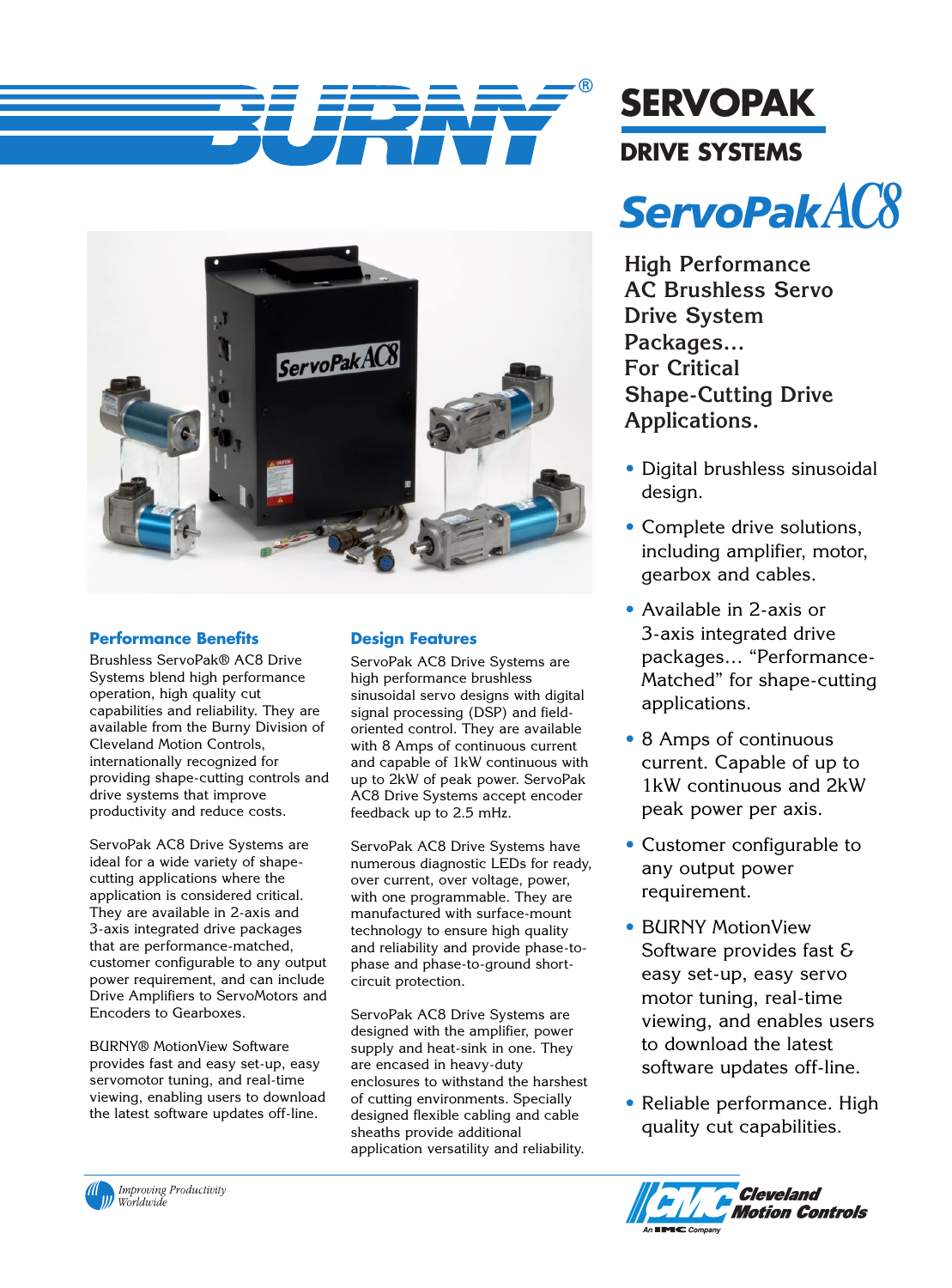# BURNY®

# SERVOPAK

## DRIVE SYSTEMS

# ServoPak AC8

**High Performance AC Brushless Servo Drive System Packages… For Critical Shape-Cutting Drive Applications.**

- Digital brushless sinusoidal design.
- Complete drive solutions, including amplifier, motor, gearbox and cables.
- Available in 2-axis or 3-axis integrated drive packages… "Performance-Matched" for shape-cutting applications.
- 8 Amps of continuous current. Capable of up to 1kW continuous and 2kW peak power per axis.
- Customer configurable to any output power requirement.
- BURNY MotionView Software provides fast & easy set-up, easy servo motor tuning, real-time viewing, and enables users to download the latest software updates off-line.
- Reliable performance. High quality cut capabilities.

### Performance Benefits

Brushless ServoPak® AC8 Drive Systems blend high performance operation, high quality cut capabilities and reliability. They are available from the Burny Division of Cleveland Motion Controls, internationally recognized for providing shape-cutting controls and drive systems that improve productivity and reduce costs.

ServoPak AC8 Drive Systems are ideal for a wide variety of shape-cutting applications where the application is considered critical. They are available in 2-axis and 3-axis integrated drive packages that are performance-matched, customer configurable to any output power requirement, and can include Drive Amplifiers to ServoMotors and Encoders to Gearboxes.

BURNY® MotionView Software provides fast and easy set-up, easy servomotor tuning, and real-time viewing, enabling users to download the latest software updates off-line.

### Design Features

ServoPak AC8 Drive Systems are high performance brushless sinusoidal servo designs with digital signal processing (DSP) and field-oriented control. They are available with 8 Amps of continuous current and capable of 1kW continuous with up to 2kW of peak power. ServoPak AC8 Drive Systems accept encoder feedback up to 2.5 mHz.

ServoPak AC8 Drive Systems have numerous diagnostic LEDs for ready, over current, over voltage, power, with one programmable. They are manufactured with surface-mount technology to ensure high quality and reliability and provide phase-to-phase and phase-to-ground short-circuit protection.

ServoPak AC8 Drive Systems are designed with the amplifier, power supply and heat-sink in one. They are encased in heavy-duty enclosures to withstand the harshest of cutting environments. Specially designed flexible cabling and cable sheaths provide additional application versatility and reliability.

*Improving Productivity Worldwide*

Cleveland Motion Controls — An IMC Company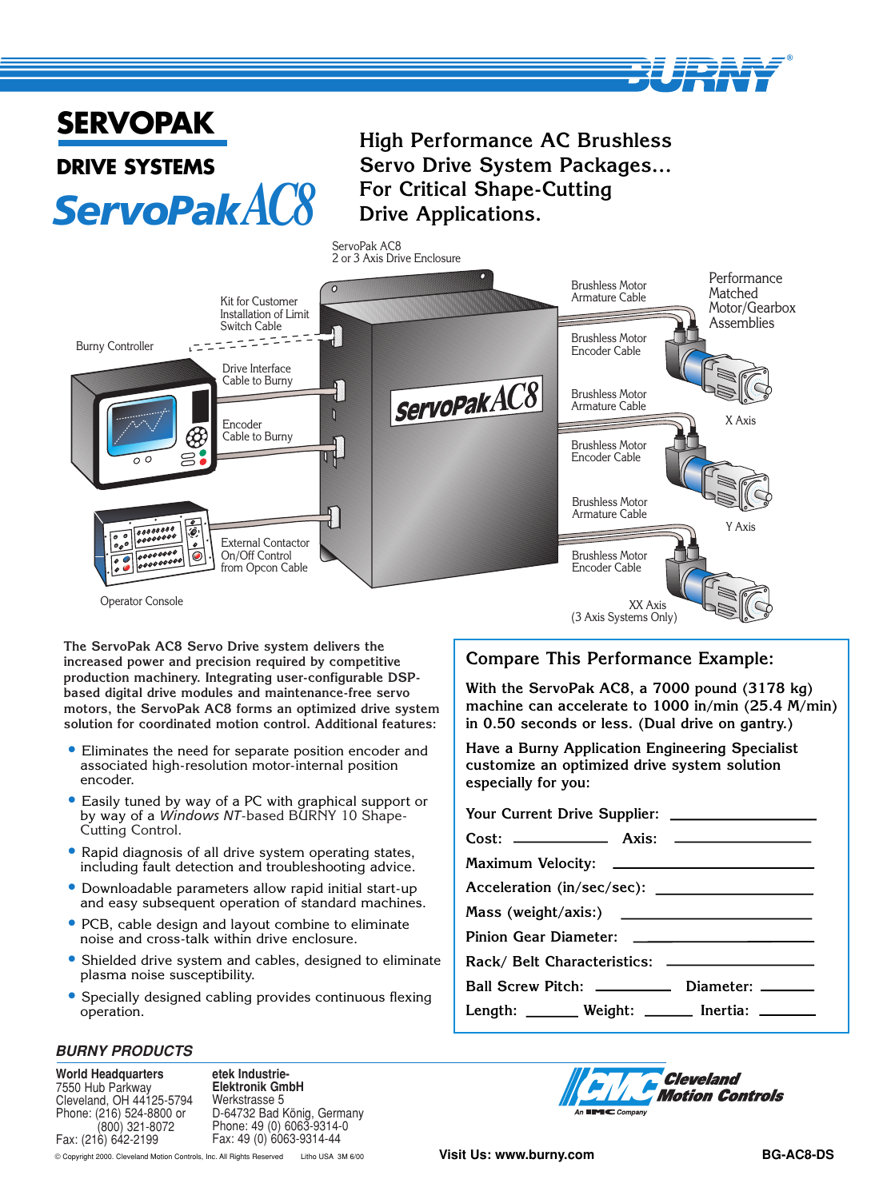# SERVOPAK

## DRIVE SYSTEMS

## ServoPak AC8

## High Performance AC Brushless Servo Drive System Packages... For Critical Shape-Cutting Drive Applications.

ServoPak AC8
2 or 3 Axis Drive Enclosure

Kit for Customer Installation of Limit Switch Cable

Burny Controller

Drive Interface Cable to Burny

Encoder Cable to Burny

External Contactor On/Off Control from Opcon Cable

Operator Console

Brushless Motor Armature Cable

Brushless Motor Encoder Cable

Performance Matched Motor/Gearbox Assemblies

X Axis

Y Axis

XX Axis
(3 Axis Systems Only)

**The ServoPak AC8 Servo Drive system delivers the increased power and precision required by competitive production machinery. Integrating user-configurable DSP-based digital drive modules and maintenance-free servo motors, the ServoPak AC8 forms an optimized drive system solution for coordinated motion control. Additional features:**

- Eliminates the need for separate position encoder and associated high-resolution motor-internal position encoder.
- Easily tuned by way of a PC with graphical support or by way of a *Windows NT*-based BURNY 10 Shape-Cutting Control.
- Rapid diagnosis of all drive system operating states, including fault detection and troubleshooting advice.
- Downloadable parameters allow rapid initial start-up and easy subsequent operation of standard machines.
- PCB, cable design and layout combine to eliminate noise and cross-talk within drive enclosure.
- Shielded drive system and cables, designed to eliminate plasma noise susceptibility.
- Specially designed cabling provides continuous flexing operation.

### Compare This Performance Example:

**With the ServoPak AC8, a 7000 pound (3178 kg) machine can accelerate to 1000 in/min (25.4 M/min) in 0.50 seconds or less. (Dual drive on gantry.)**

**Have a Burny Application Engineering Specialist customize an optimized drive system solution especially for you:**

**Your Current Drive Supplier:** ____________________

**Cost:** ____________ **Axis:** ________________

**Maximum Velocity:** ____________________

**Acceleration (in/sec/sec):** ____________________

**Mass (weight/axis:)** ____________________

**Pinion Gear Diameter:** ____________________

**Rack/ Belt Characteristics:** ____________________

**Ball Screw Pitch:** __________ **Diameter:** ______

**Length:** ______ **Weight:** ______ **Inertia:** _______

### *BURNY PRODUCTS*

**World Headquarters**
7550 Hub Parkway
Cleveland, OH 44125-5794
Phone: (216) 524-8800 or
(800) 321-8072
Fax: (216) 642-2199

**etek Industrie-Elektronik GmbH**
Werkstrasse 5
D-64732 Bad König, Germany
Phone: 49 (0) 6063-9314-0
Fax: 49 (0) 6063-9314-44

Cleveland Motion Controls
An IMC Company

© Copyright 2000. Cleveland Motion Controls, Inc. All Rights Reserved Litho USA 3M 6/00

**Visit Us: www.burny.com**

**BG-AC8-DS**